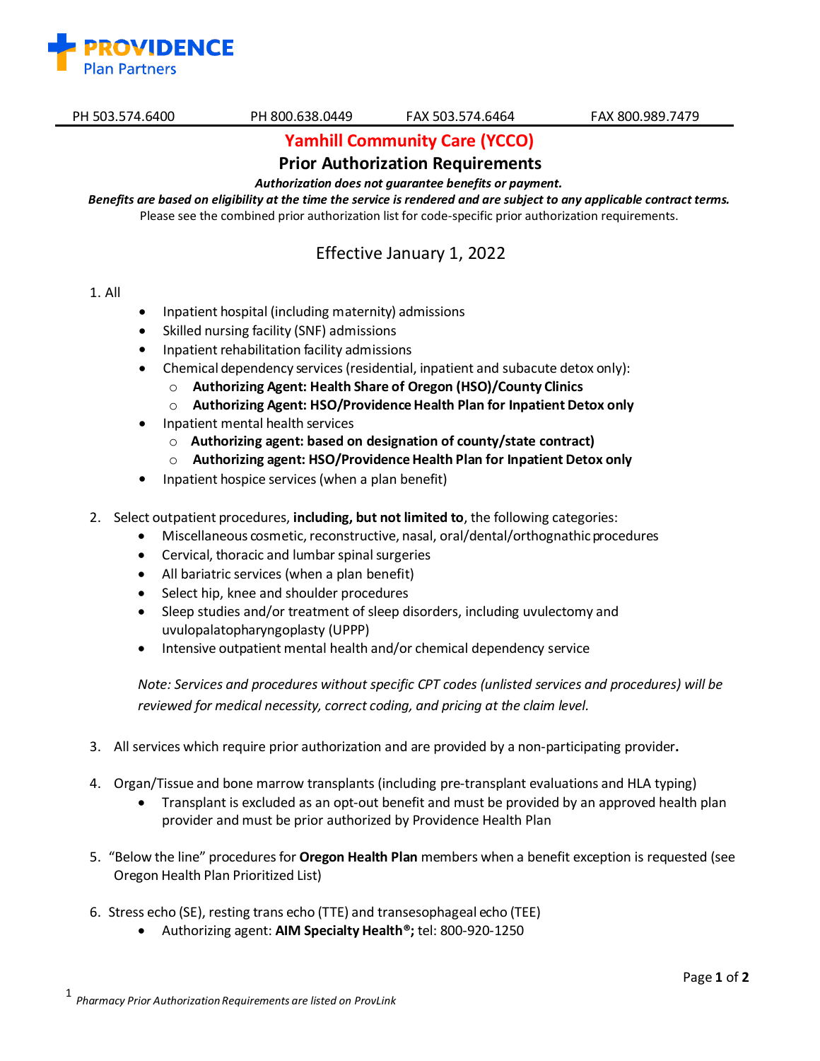**PROVIDENCE** Plan Partners

PH 503.574.6400 PH 800.638.0449 FAX 503.574.6464 FAX 800.989.7479

# Yamhill Community Care (YCCO)

## Prior Authorization Requirements

***Authorization does not guarantee benefits or payment.***

***Benefits are based on eligibility at the time the service is rendered and are subject to any applicable contract terms.***

Please see the combined prior authorization list for code-specific prior authorization requirements.

### Effective January 1, 2022

1. All
   - Inpatient hospital (including maternity) admissions
   - Skilled nursing facility (SNF) admissions
   - Inpatient rehabilitation facility admissions
   - Chemical dependency services (residential, inpatient and subacute detox only):
     - **Authorizing Agent: Health Share of Oregon (HSO)/County Clinics**
     - **Authorizing Agent: HSO/Providence Health Plan for Inpatient Detox only**
   - Inpatient mental health services
     - **Authorizing agent: based on designation of county/state contract)**
     - **Authorizing agent: HSO/Providence Health Plan for Inpatient Detox only**
   - Inpatient hospice services (when a plan benefit)

2. Select outpatient procedures, **including, but not limited to**, the following categories:
   - Miscellaneous cosmetic, reconstructive, nasal, oral/dental/orthognathic procedures
   - Cervical, thoracic and lumbar spinal surgeries
   - All bariatric services (when a plan benefit)
   - Select hip, knee and shoulder procedures
   - Sleep studies and/or treatment of sleep disorders, including uvulectomy and uvulopalatopharyngoplasty (UPPP)
   - Intensive outpatient mental health and/or chemical dependency service

   *Note: Services and procedures without specific CPT codes (unlisted services and procedures) will be reviewed for medical necessity, correct coding, and pricing at the claim level.*

3. All services which require prior authorization and are provided by a non-participating provider**.**

4. Organ/Tissue and bone marrow transplants (including pre-transplant evaluations and HLA typing)
   - Transplant is excluded as an opt-out benefit and must be provided by an approved health plan provider and must be prior authorized by Providence Health Plan

5. "Below the line" procedures for **Oregon Health Plan** members when a benefit exception is requested (see Oregon Health Plan Prioritized List)

6. Stress echo (SE), resting trans echo (TTE) and transesophageal echo (TEE)
   - Authorizing agent: **AIM Specialty Health®;** tel: 800-920-1250

[1] *Pharmacy Prior Authorization Requirements are listed on ProvLink*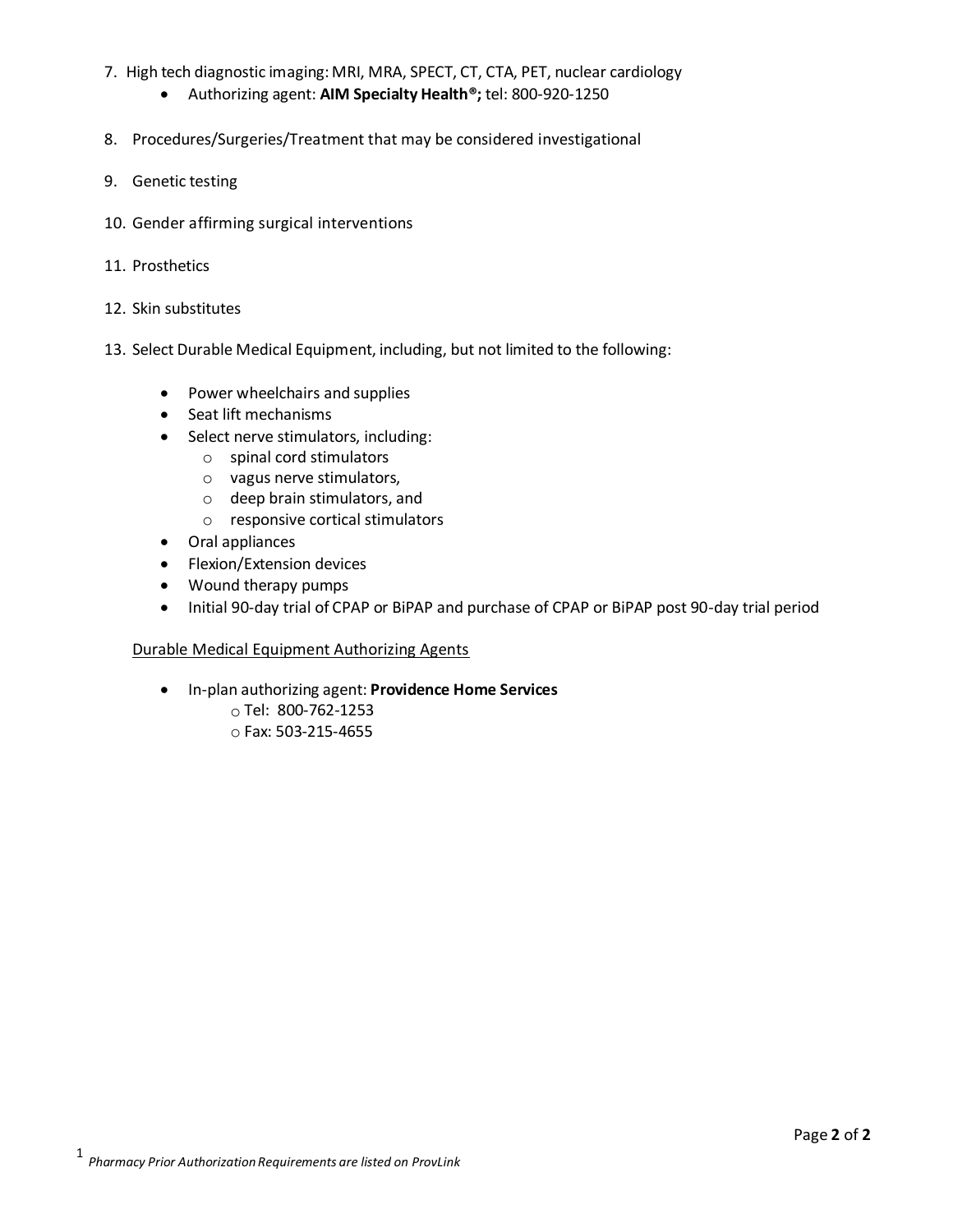7. High tech diagnostic imaging: MRI, MRA, SPECT, CT, CTA, PET, nuclear cardiology
   - Authorizing agent: **AIM Specialty Health®;** tel: 800-920-1250

8. Procedures/Surgeries/Treatment that may be considered investigational

9. Genetic testing

10. Gender affirming surgical interventions

11. Prosthetics

12. Skin substitutes

13. Select Durable Medical Equipment, including, but not limited to the following:

    - Power wheelchairs and supplies
    - Seat lift mechanisms
    - Select nerve stimulators, including:
      - spinal cord stimulators
      - vagus nerve stimulators,
      - deep brain stimulators, and
      - responsive cortical stimulators
    - Oral appliances
    - Flexion/Extension devices
    - Wound therapy pumps
    - Initial 90-day trial of CPAP or BiPAP and purchase of CPAP or BiPAP post 90-day trial period

    <u>Durable Medical Equipment Authorizing Agents</u>

    - In-plan authorizing agent: **Providence Home Services**
      - Tel: 800-762-1253
      - Fax: 503-215-4655

[1] *Pharmacy Prior Authorization Requirements are listed on ProvLink*